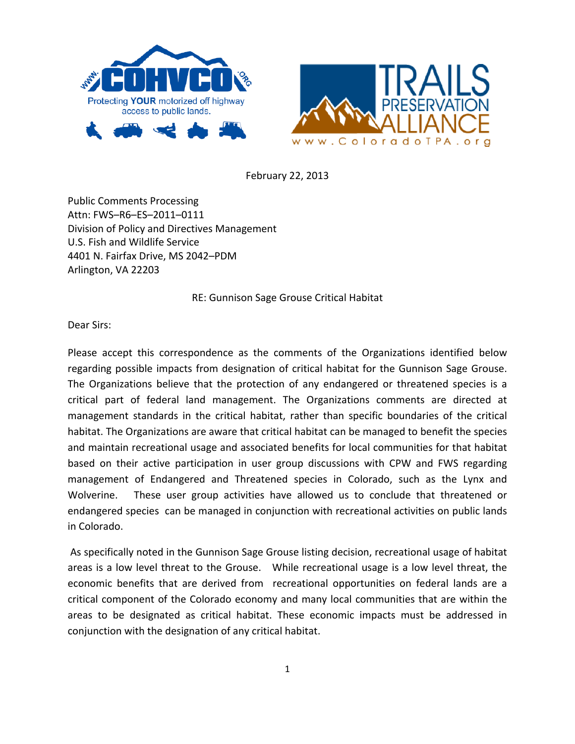February 22, 2013

Public Comments Processing
Attn: FWS–R6–ES–2011–0111
Division of Policy and Directives Management
U.S. Fish and Wildlife Service
4401 N. Fairfax Drive, MS 2042–PDM
Arlington, VA 22203

RE: Gunnison Sage Grouse Critical Habitat

Dear Sirs:

Please accept this correspondence as the comments of the Organizations identified below regarding possible impacts from designation of critical habitat for the Gunnison Sage Grouse. The Organizations believe that the protection of any endangered or threatened species is a critical part of federal land management. The Organizations comments are directed at management standards in the critical habitat, rather than specific boundaries of the critical habitat. The Organizations are aware that critical habitat can be managed to benefit the species and maintain recreational usage and associated benefits for local communities for that habitat based on their active participation in user group discussions with CPW and FWS regarding management of Endangered and Threatened species in Colorado, such as the Lynx and Wolverine. These user group activities have allowed us to conclude that threatened or endangered species can be managed in conjunction with recreational activities on public lands in Colorado.

As specifically noted in the Gunnison Sage Grouse listing decision, recreational usage of habitat areas is a low level threat to the Grouse. While recreational usage is a low level threat, the economic benefits that are derived from recreational opportunities on federal lands are a critical component of the Colorado economy and many local communities that are within the areas to be designated as critical habitat. These economic impacts must be addressed in conjunction with the designation of any critical habitat.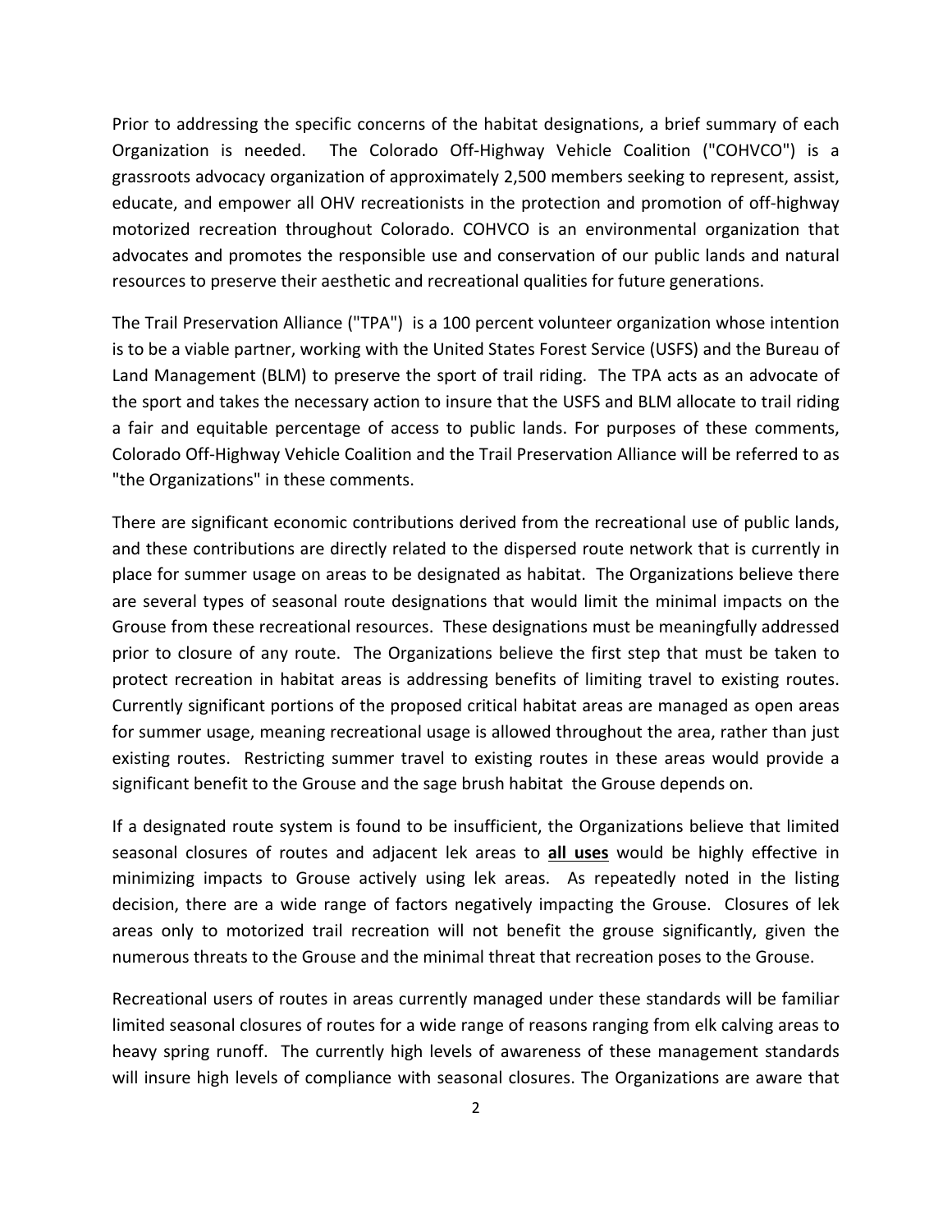Prior to addressing the specific concerns of the habitat designations, a brief summary of each Organization is needed. The Colorado Off-Highway Vehicle Coalition ("COHVCO") is a grassroots advocacy organization of approximately 2,500 members seeking to represent, assist, educate, and empower all OHV recreationists in the protection and promotion of off-highway motorized recreation throughout Colorado. COHVCO is an environmental organization that advocates and promotes the responsible use and conservation of our public lands and natural resources to preserve their aesthetic and recreational qualities for future generations.

The Trail Preservation Alliance ("TPA") is a 100 percent volunteer organization whose intention is to be a viable partner, working with the United States Forest Service (USFS) and the Bureau of Land Management (BLM) to preserve the sport of trail riding. The TPA acts as an advocate of the sport and takes the necessary action to insure that the USFS and BLM allocate to trail riding a fair and equitable percentage of access to public lands. For purposes of these comments, Colorado Off-Highway Vehicle Coalition and the Trail Preservation Alliance will be referred to as "the Organizations" in these comments.

There are significant economic contributions derived from the recreational use of public lands, and these contributions are directly related to the dispersed route network that is currently in place for summer usage on areas to be designated as habitat. The Organizations believe there are several types of seasonal route designations that would limit the minimal impacts on the Grouse from these recreational resources. These designations must be meaningfully addressed prior to closure of any route. The Organizations believe the first step that must be taken to protect recreation in habitat areas is addressing benefits of limiting travel to existing routes. Currently significant portions of the proposed critical habitat areas are managed as open areas for summer usage, meaning recreational usage is allowed throughout the area, rather than just existing routes. Restricting summer travel to existing routes in these areas would provide a significant benefit to the Grouse and the sage brush habitat the Grouse depends on.

If a designated route system is found to be insufficient, the Organizations believe that limited seasonal closures of routes and adjacent lek areas to **<u>all uses</u>** would be highly effective in minimizing impacts to Grouse actively using lek areas. As repeatedly noted in the listing decision, there are a wide range of factors negatively impacting the Grouse. Closures of lek areas only to motorized trail recreation will not benefit the grouse significantly, given the numerous threats to the Grouse and the minimal threat that recreation poses to the Grouse.

Recreational users of routes in areas currently managed under these standards will be familiar limited seasonal closures of routes for a wide range of reasons ranging from elk calving areas to heavy spring runoff. The currently high levels of awareness of these management standards will insure high levels of compliance with seasonal closures. The Organizations are aware that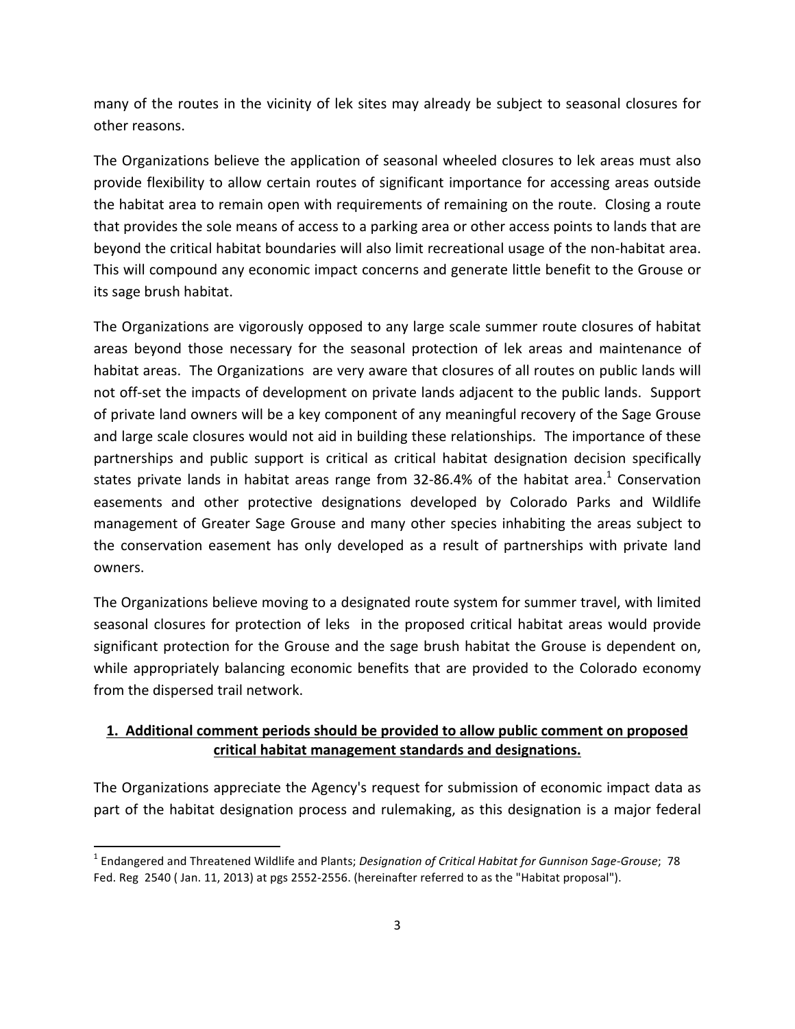many of the routes in the vicinity of lek sites may already be subject to seasonal closures for other reasons.

The Organizations believe the application of seasonal wheeled closures to lek areas must also provide flexibility to allow certain routes of significant importance for accessing areas outside the habitat area to remain open with requirements of remaining on the route. Closing a route that provides the sole means of access to a parking area or other access points to lands that are beyond the critical habitat boundaries will also limit recreational usage of the non-habitat area. This will compound any economic impact concerns and generate little benefit to the Grouse or its sage brush habitat.

The Organizations are vigorously opposed to any large scale summer route closures of habitat areas beyond those necessary for the seasonal protection of lek areas and maintenance of habitat areas. The Organizations are very aware that closures of all routes on public lands will not off-set the impacts of development on private lands adjacent to the public lands. Support of private land owners will be a key component of any meaningful recovery of the Sage Grouse and large scale closures would not aid in building these relationships. The importance of these partnerships and public support is critical as critical habitat designation decision specifically states private lands in habitat areas range from 32-86.4% of the habitat area.[1] Conservation easements and other protective designations developed by Colorado Parks and Wildlife management of Greater Sage Grouse and many other species inhabiting the areas subject to the conservation easement has only developed as a result of partnerships with private land owners.

The Organizations believe moving to a designated route system for summer travel, with limited seasonal closures for protection of leks in the proposed critical habitat areas would provide significant protection for the Grouse and the sage brush habitat the Grouse is dependent on, while appropriately balancing economic benefits that are provided to the Colorado economy from the dispersed trail network.

## **1. Additional comment periods should be provided to allow public comment on proposed critical habitat management standards and designations.**

The Organizations appreciate the Agency's request for submission of economic impact data as part of the habitat designation process and rulemaking, as this designation is a major federal

---

[1] Endangered and Threatened Wildlife and Plants; *Designation of Critical Habitat for Gunnison Sage-Grouse*; 78 Fed. Reg 2540 ( Jan. 11, 2013) at pgs 2552-2556. (hereinafter referred to as the "Habitat proposal").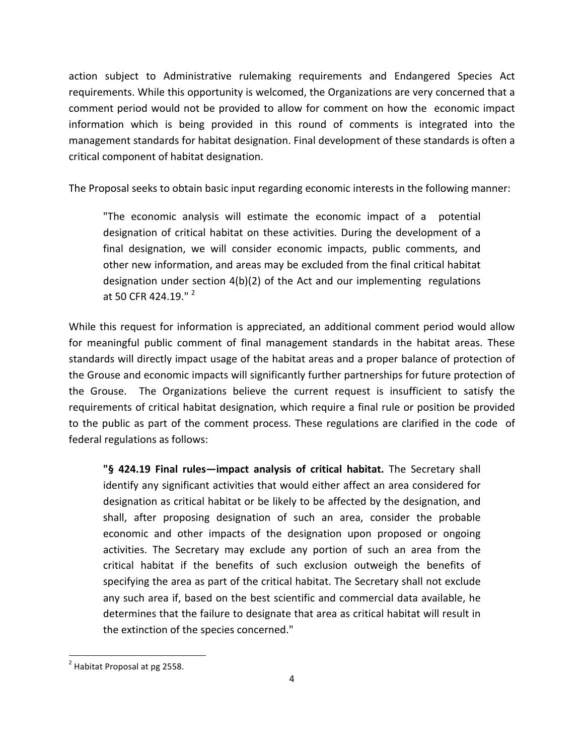action subject to Administrative rulemaking requirements and Endangered Species Act requirements. While this opportunity is welcomed, the Organizations are very concerned that a comment period would not be provided to allow for comment on how the economic impact information which is being provided in this round of comments is integrated into the management standards for habitat designation. Final development of these standards is often a critical component of habitat designation.

The Proposal seeks to obtain basic input regarding economic interests in the following manner:

> "The economic analysis will estimate the economic impact of a potential designation of critical habitat on these activities. During the development of a final designation, we will consider economic impacts, public comments, and other new information, and areas may be excluded from the final critical habitat designation under section 4(b)(2) of the Act and our implementing regulations at 50 CFR 424.19." [2]

While this request for information is appreciated, an additional comment period would allow for meaningful public comment of final management standards in the habitat areas. These standards will directly impact usage of the habitat areas and a proper balance of protection of the Grouse and economic impacts will significantly further partnerships for future protection of the Grouse. The Organizations believe the current request is insufficient to satisfy the requirements of critical habitat designation, which require a final rule or position be provided to the public as part of the comment process. These regulations are clarified in the code of federal regulations as follows:

> **"§ 424.19 Final rules—impact analysis of critical habitat.** The Secretary shall identify any significant activities that would either affect an area considered for designation as critical habitat or be likely to be affected by the designation, and shall, after proposing designation of such an area, consider the probable economic and other impacts of the designation upon proposed or ongoing activities. The Secretary may exclude any portion of such an area from the critical habitat if the benefits of such exclusion outweigh the benefits of specifying the area as part of the critical habitat. The Secretary shall not exclude any such area if, based on the best scientific and commercial data available, he determines that the failure to designate that area as critical habitat will result in the extinction of the species concerned."

---

[2] Habitat Proposal at pg 2558.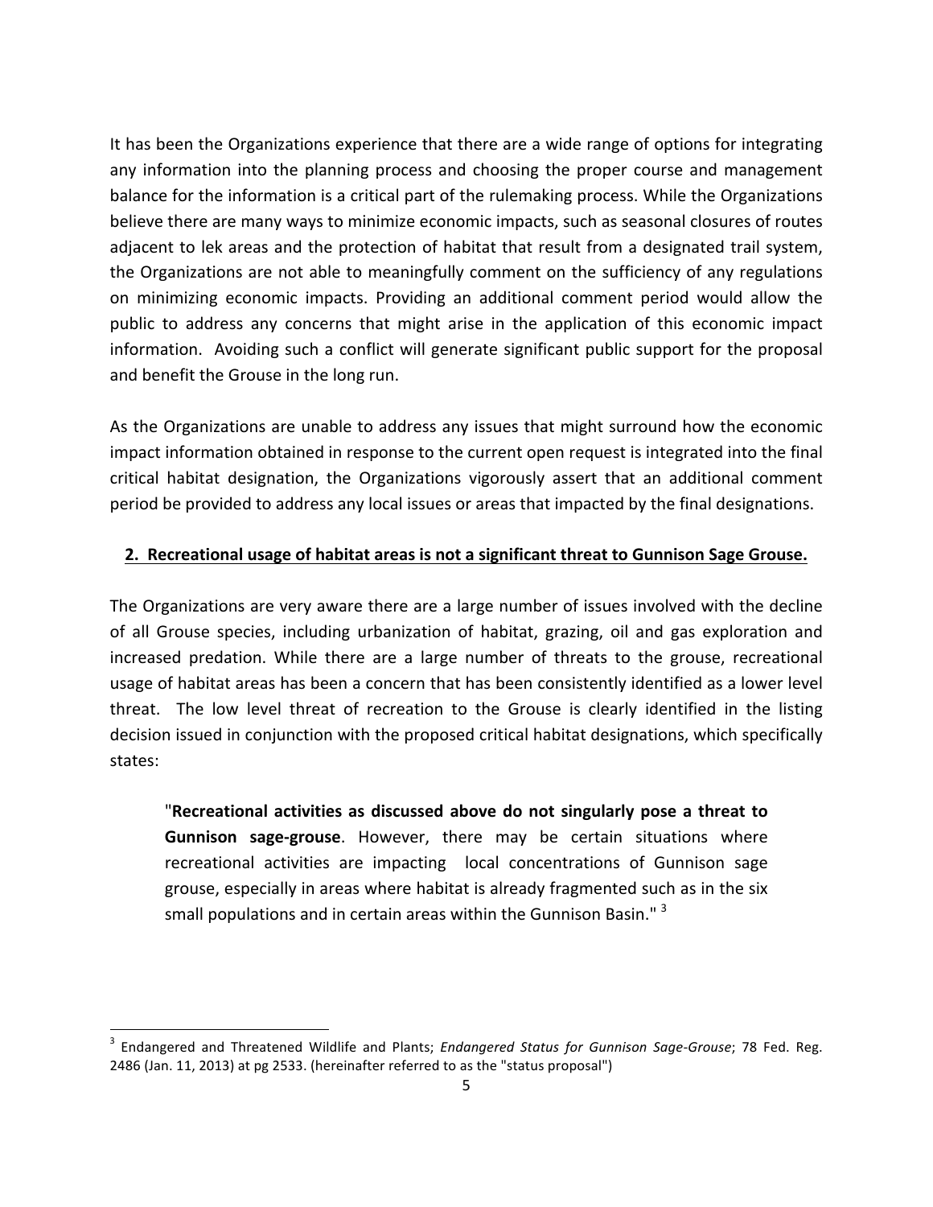It has been the Organizations experience that there are a wide range of options for integrating any information into the planning process and choosing the proper course and management balance for the information is a critical part of the rulemaking process. While the Organizations believe there are many ways to minimize economic impacts, such as seasonal closures of routes adjacent to lek areas and the protection of habitat that result from a designated trail system, the Organizations are not able to meaningfully comment on the sufficiency of any regulations on minimizing economic impacts. Providing an additional comment period would allow the public to address any concerns that might arise in the application of this economic impact information. Avoiding such a conflict will generate significant public support for the proposal and benefit the Grouse in the long run.

As the Organizations are unable to address any issues that might surround how the economic impact information obtained in response to the current open request is integrated into the final critical habitat designation, the Organizations vigorously assert that an additional comment period be provided to address any local issues or areas that impacted by the final designations.

## 2. Recreational usage of habitat areas is not a significant threat to Gunnison Sage Grouse.

The Organizations are very aware there are a large number of issues involved with the decline of all Grouse species, including urbanization of habitat, grazing, oil and gas exploration and increased predation. While there are a large number of threats to the grouse, recreational usage of habitat areas has been a concern that has been consistently identified as a lower level threat. The low level threat of recreation to the Grouse is clearly identified in the listing decision issued in conjunction with the proposed critical habitat designations, which specifically states:

> "**Recreational activities as discussed above do not singularly pose a threat to Gunnison sage-grouse**. However, there may be certain situations where recreational activities are impacting local concentrations of Gunnison sage grouse, especially in areas where habitat is already fragmented such as in the six small populations and in certain areas within the Gunnison Basin." [3]

---

[3] Endangered and Threatened Wildlife and Plants; *Endangered Status for Gunnison Sage-Grouse*; 78 Fed. Reg. 2486 (Jan. 11, 2013) at pg 2533. (hereinafter referred to as the "status proposal")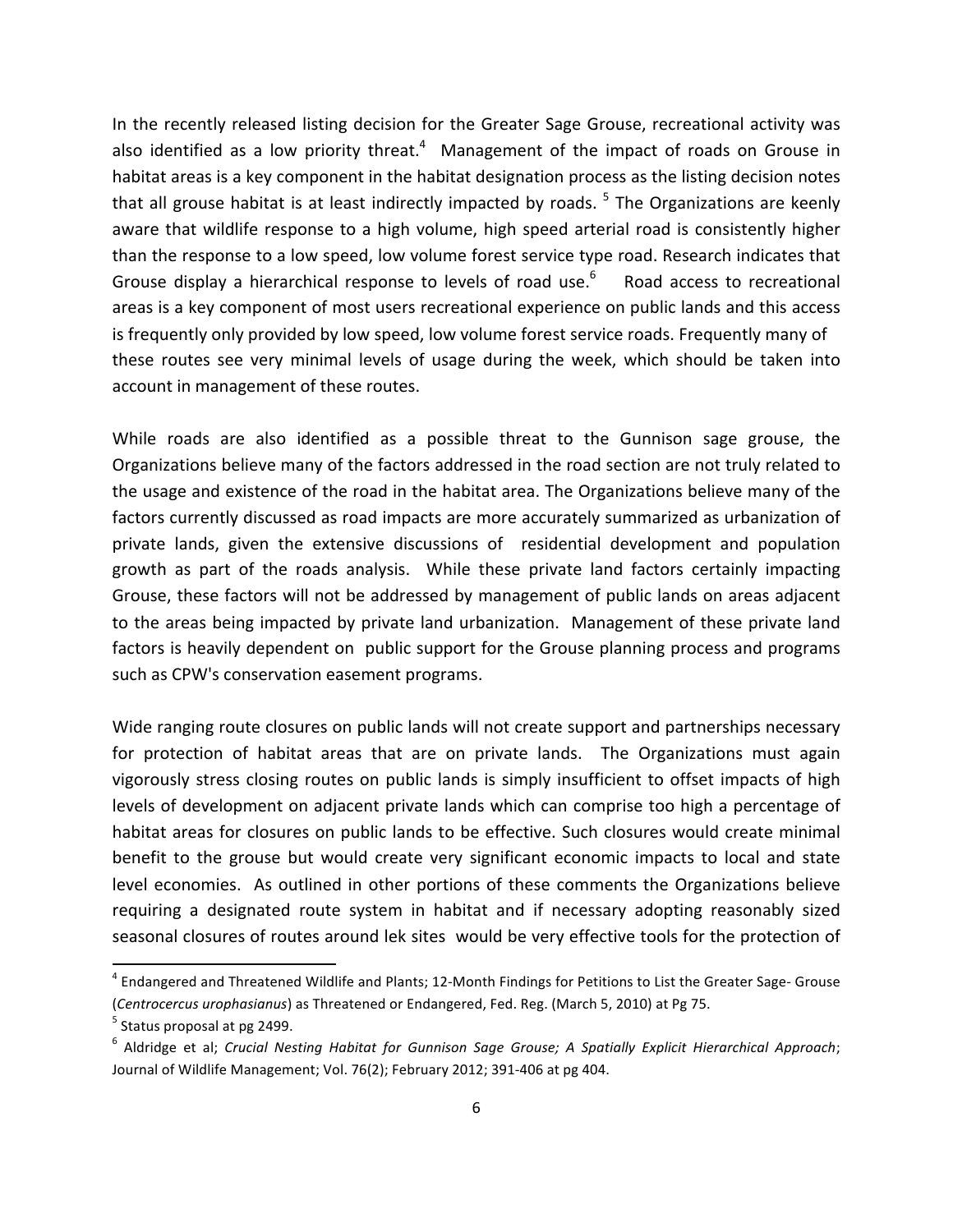In the recently released listing decision for the Greater Sage Grouse, recreational activity was also identified as a low priority threat.[4] Management of the impact of roads on Grouse in habitat areas is a key component in the habitat designation process as the listing decision notes that all grouse habitat is at least indirectly impacted by roads. [5] The Organizations are keenly aware that wildlife response to a high volume, high speed arterial road is consistently higher than the response to a low speed, low volume forest service type road. Research indicates that Grouse display a hierarchical response to levels of road use.[6] Road access to recreational areas is a key component of most users recreational experience on public lands and this access is frequently only provided by low speed, low volume forest service roads. Frequently many of these routes see very minimal levels of usage during the week, which should be taken into account in management of these routes.

While roads are also identified as a possible threat to the Gunnison sage grouse, the Organizations believe many of the factors addressed in the road section are not truly related to the usage and existence of the road in the habitat area. The Organizations believe many of the factors currently discussed as road impacts are more accurately summarized as urbanization of private lands, given the extensive discussions of residential development and population growth as part of the roads analysis. While these private land factors certainly impacting Grouse, these factors will not be addressed by management of public lands on areas adjacent to the areas being impacted by private land urbanization. Management of these private land factors is heavily dependent on public support for the Grouse planning process and programs such as CPW's conservation easement programs.

Wide ranging route closures on public lands will not create support and partnerships necessary for protection of habitat areas that are on private lands. The Organizations must again vigorously stress closing routes on public lands is simply insufficient to offset impacts of high levels of development on adjacent private lands which can comprise too high a percentage of habitat areas for closures on public lands to be effective. Such closures would create minimal benefit to the grouse but would create very significant economic impacts to local and state level economies. As outlined in other portions of these comments the Organizations believe requiring a designated route system in habitat and if necessary adopting reasonably sized seasonal closures of routes around lek sites would be very effective tools for the protection of

---

[4] Endangered and Threatened Wildlife and Plants; 12-Month Findings for Petitions to List the Greater Sage- Grouse (*Centrocercus urophasianus*) as Threatened or Endangered, Fed. Reg. (March 5, 2010) at Pg 75.

[5] Status proposal at pg 2499.

[6] Aldridge et al; *Crucial Nesting Habitat for Gunnison Sage Grouse; A Spatially Explicit Hierarchical Approach*; Journal of Wildlife Management; Vol. 76(2); February 2012; 391-406 at pg 404.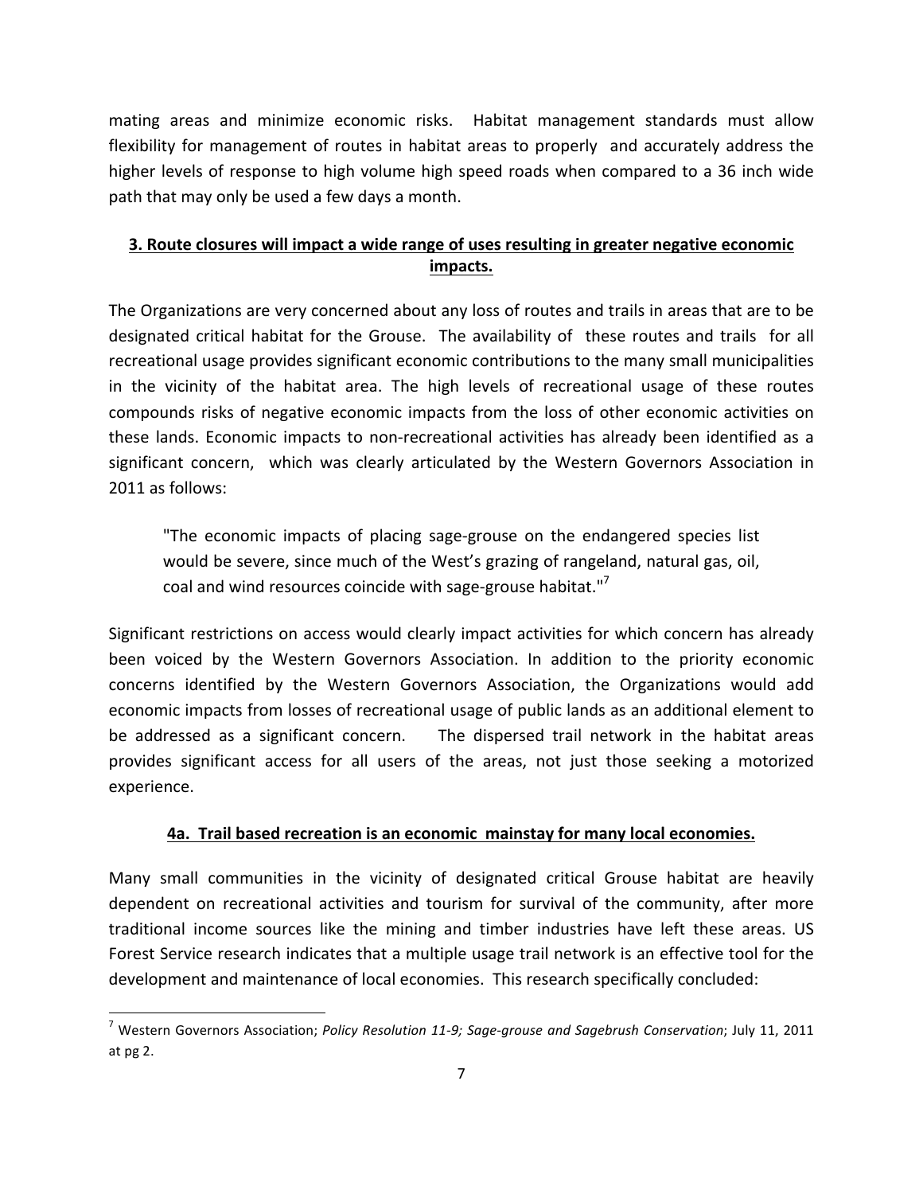mating areas and minimize economic risks. Habitat management standards must allow flexibility for management of routes in habitat areas to properly and accurately address the higher levels of response to high volume high speed roads when compared to a 36 inch wide path that may only be used a few days a month.

**3. Route closures will impact a wide range of uses resulting in greater negative economic impacts.**

The Organizations are very concerned about any loss of routes and trails in areas that are to be designated critical habitat for the Grouse. The availability of these routes and trails for all recreational usage provides significant economic contributions to the many small municipalities in the vicinity of the habitat area. The high levels of recreational usage of these routes compounds risks of negative economic impacts from the loss of other economic activities on these lands. Economic impacts to non-recreational activities has already been identified as a significant concern, which was clearly articulated by the Western Governors Association in 2011 as follows:

> "The economic impacts of placing sage-grouse on the endangered species list would be severe, since much of the West's grazing of rangeland, natural gas, oil, coal and wind resources coincide with sage-grouse habitat."[7]

Significant restrictions on access would clearly impact activities for which concern has already been voiced by the Western Governors Association. In addition to the priority economic concerns identified by the Western Governors Association, the Organizations would add economic impacts from losses of recreational usage of public lands as an additional element to be addressed as a significant concern. The dispersed trail network in the habitat areas provides significant access for all users of the areas, not just those seeking a motorized experience.

**4a. Trail based recreation is an economic mainstay for many local economies.**

Many small communities in the vicinity of designated critical Grouse habitat are heavily dependent on recreational activities and tourism for survival of the community, after more traditional income sources like the mining and timber industries have left these areas. US Forest Service research indicates that a multiple usage trail network is an effective tool for the development and maintenance of local economies. This research specifically concluded:

---

[7] Western Governors Association; *Policy Resolution 11-9; Sage-grouse and Sagebrush Conservation*; July 11, 2011 at pg 2.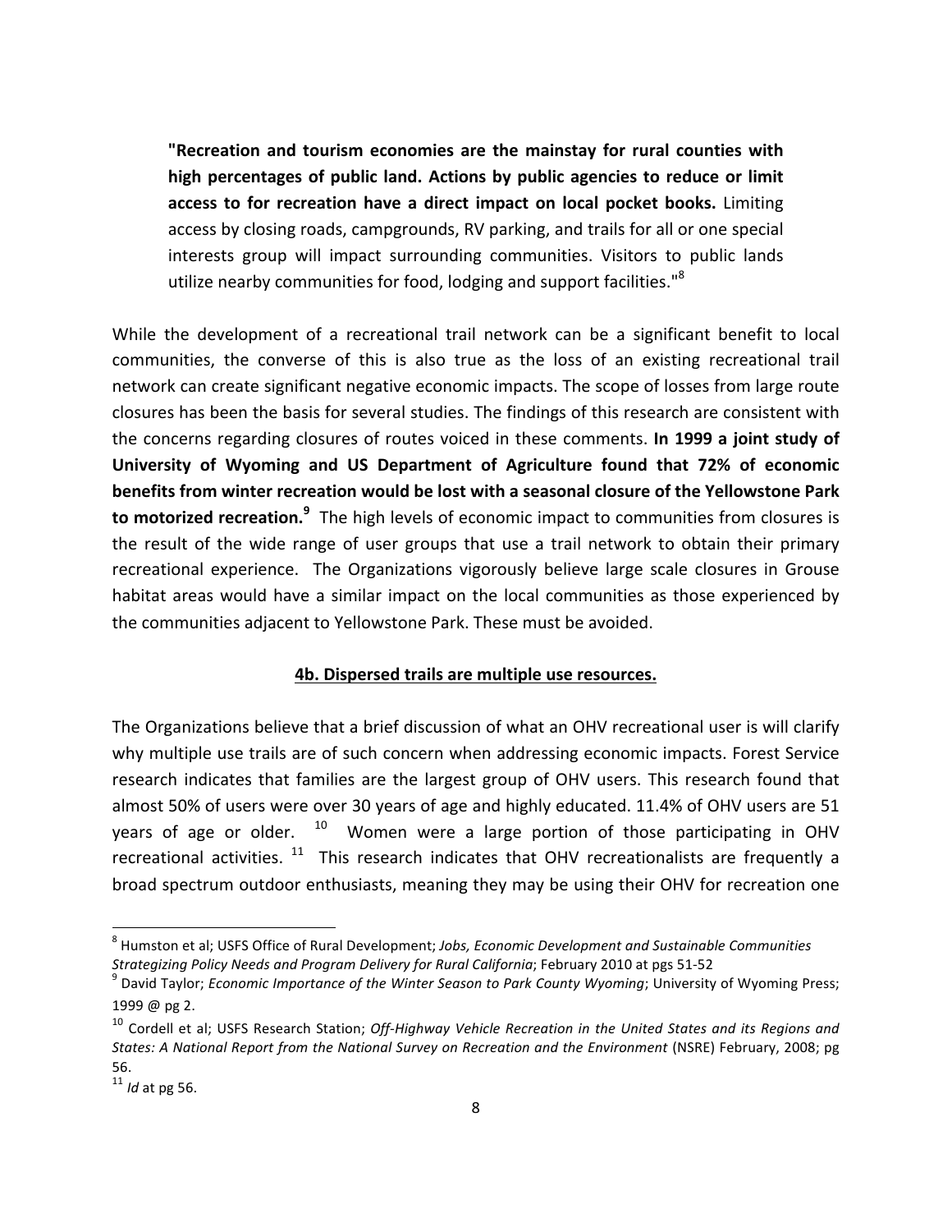> **"Recreation and tourism economies are the mainstay for rural counties with high percentages of public land. Actions by public agencies to reduce or limit access to for recreation have a direct impact on local pocket books.** Limiting access by closing roads, campgrounds, RV parking, and trails for all or one special interests group will impact surrounding communities. Visitors to public lands utilize nearby communities for food, lodging and support facilities."[8]

While the development of a recreational trail network can be a significant benefit to local communities, the converse of this is also true as the loss of an existing recreational trail network can create significant negative economic impacts. The scope of losses from large route closures has been the basis for several studies. The findings of this research are consistent with the concerns regarding closures of routes voiced in these comments. **In 1999 a joint study of University of Wyoming and US Department of Agriculture found that 72% of economic benefits from winter recreation would be lost with a seasonal closure of the Yellowstone Park to motorized recreation.[9]** The high levels of economic impact to communities from closures is the result of the wide range of user groups that use a trail network to obtain their primary recreational experience. The Organizations vigorously believe large scale closures in Grouse habitat areas would have a similar impact on the local communities as those experienced by the communities adjacent to Yellowstone Park. These must be avoided.

### 4b. Dispersed trails are multiple use resources.

The Organizations believe that a brief discussion of what an OHV recreational user is will clarify why multiple use trails are of such concern when addressing economic impacts. Forest Service research indicates that families are the largest group of OHV users. This research found that almost 50% of users were over 30 years of age and highly educated. 11.4% of OHV users are 51 years of age or older. [10] Women were a large portion of those participating in OHV recreational activities. [11] This research indicates that OHV recreationalists are frequently a broad spectrum outdoor enthusiasts, meaning they may be using their OHV for recreation one

---

[8] Humston et al; USFS Office of Rural Development; *Jobs, Economic Development and Sustainable Communities Strategizing Policy Needs and Program Delivery for Rural California*; February 2010 at pgs 51-52

[9] David Taylor; *Economic Importance of the Winter Season to Park County Wyoming*; University of Wyoming Press; 1999 @ pg 2.

[10] Cordell et al; USFS Research Station; *Off-Highway Vehicle Recreation in the United States and its Regions and States: A National Report from the National Survey on Recreation and the Environment* (NSRE) February, 2008; pg 56.

[11] *Id* at pg 56.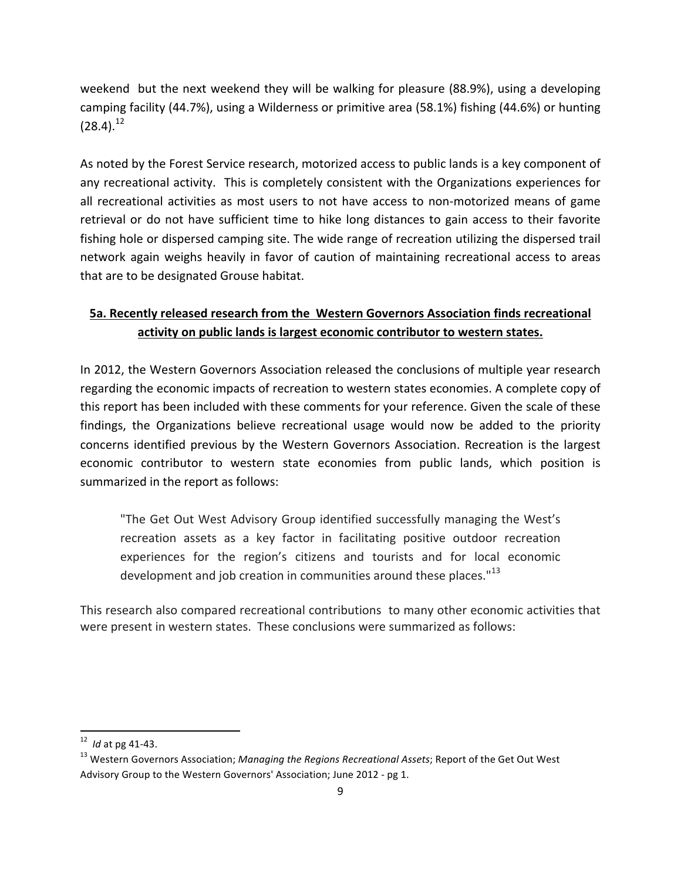weekend  but the next weekend they will be walking for pleasure (88.9%), using a developing camping facility (44.7%), using a Wilderness or primitive area (58.1%) fishing (44.6%) or hunting (28.4).[12]

As noted by the Forest Service research, motorized access to public lands is a key component of any recreational activity.  This is completely consistent with the Organizations experiences for all recreational activities as most users to not have access to non-motorized means of game retrieval or do not have sufficient time to hike long distances to gain access to their favorite fishing hole or dispersed camping site. The wide range of recreation utilizing the dispersed trail network again weighs heavily in favor of caution of maintaining recreational access to areas that are to be designated Grouse habitat.

**5a. Recently released research from the  Western Governors Association finds recreational activity on public lands is largest economic contributor to western states.**

In 2012, the Western Governors Association released the conclusions of multiple year research regarding the economic impacts of recreation to western states economies. A complete copy of this report has been included with these comments for your reference. Given the scale of these findings, the Organizations believe recreational usage would now be added to the priority concerns identified previous by the Western Governors Association. Recreation is the largest economic contributor to western state economies from public lands, which position is summarized in the report as follows:

> "The Get Out West Advisory Group identified successfully managing the West's recreation assets as a key factor in facilitating positive outdoor recreation experiences for the region's citizens and tourists and for local economic development and job creation in communities around these places."[13]

This research also compared recreational contributions  to many other economic activities that were present in western states.  These conclusions were summarized as follows:

---

[12] *Id* at pg 41-43.

[13] Western Governors Association; *Managing the Regions Recreational Assets*; Report of the Get Out West Advisory Group to the Western Governors' Association; June 2012 - pg 1.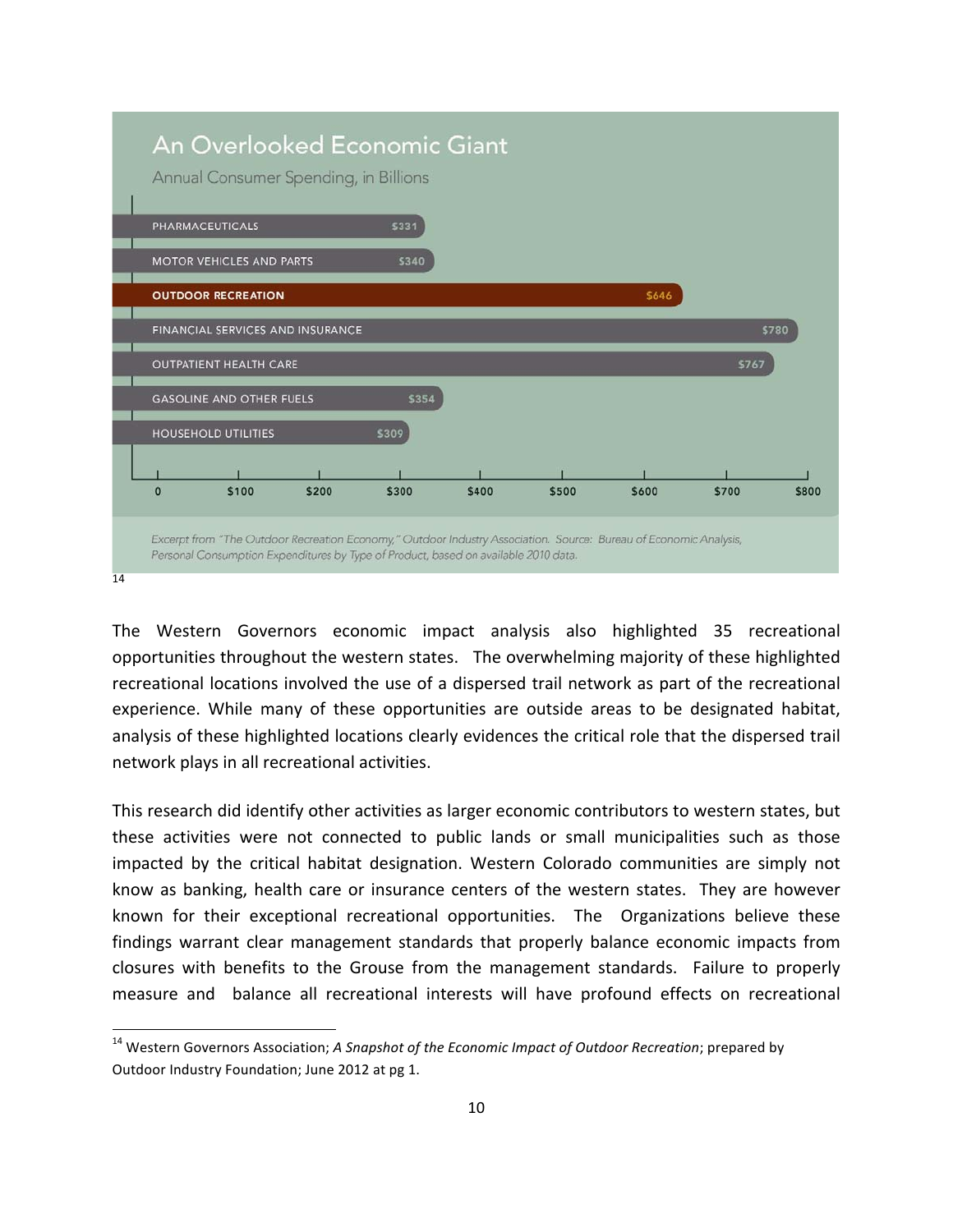## An Overlooked Economic Giant

Annual Consumer Spending, in Billions

| Category | Spending |
| --- | --- |
| PHARMACEUTICALS | $331 |
| MOTOR VEHICLES AND PARTS | $340 |
| OUTDOOR RECREATION | $646 |
| FINANCIAL SERVICES AND INSURANCE | $780 |
| OUTPATIENT HEALTH CARE | $767 |
| GASOLINE AND OTHER FUELS | $354 |
| HOUSEHOLD UTILITIES | $309 |

*Excerpt from "The Outdoor Recreation Economy," Outdoor Industry Association. Source: Bureau of Economic Analysis, Personal Consumption Expenditures by Type of Product, based on available 2010 data.*

[14]

The Western Governors economic impact analysis also highlighted 35 recreational opportunities throughout the western states. The overwhelming majority of these highlighted recreational locations involved the use of a dispersed trail network as part of the recreational experience. While many of these opportunities are outside areas to be designated habitat, analysis of these highlighted locations clearly evidences the critical role that the dispersed trail network plays in all recreational activities.

This research did identify other activities as larger economic contributors to western states, but these activities were not connected to public lands or small municipalities such as those impacted by the critical habitat designation. Western Colorado communities are simply not know as banking, health care or insurance centers of the western states. They are however known for their exceptional recreational opportunities. The Organizations believe these findings warrant clear management standards that properly balance economic impacts from closures with benefits to the Grouse from the management standards. Failure to properly measure and balance all recreational interests will have profound effects on recreational

[14] Western Governors Association; *A Snapshot of the Economic Impact of Outdoor Recreation*; prepared by Outdoor Industry Foundation; June 2012 at pg 1.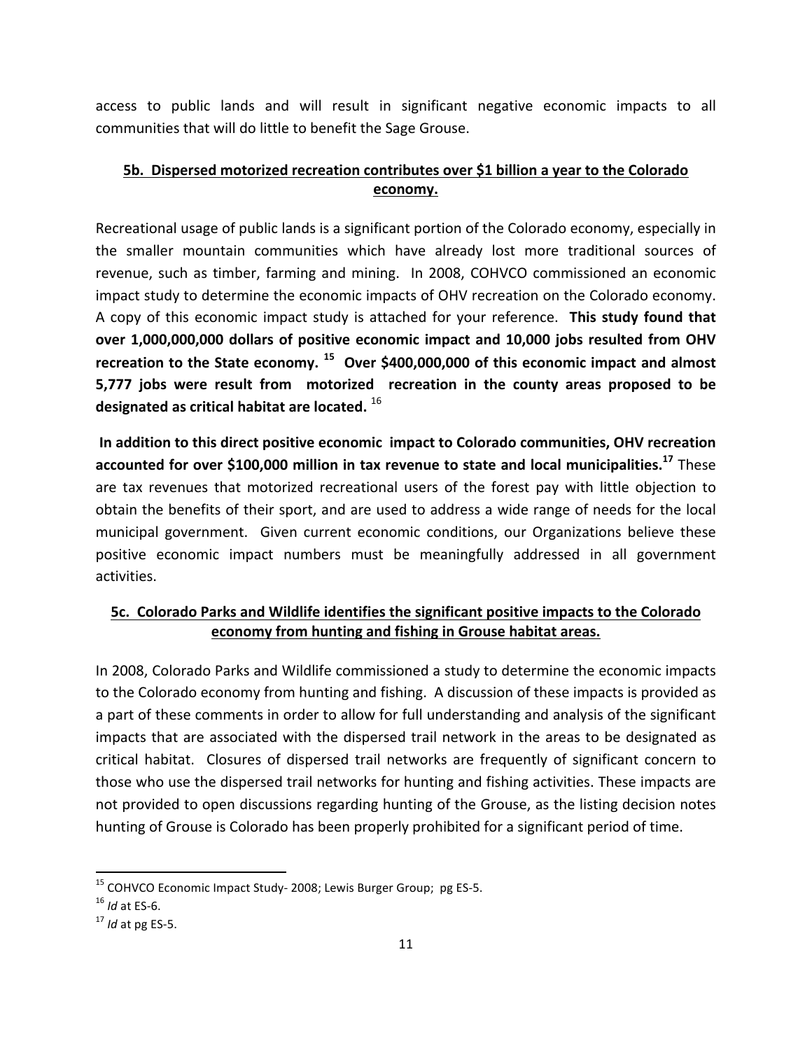access to public lands and will result in significant negative economic impacts to all communities that will do little to benefit the Sage Grouse.

**5b. Dispersed motorized recreation contributes over $1 billion a year to the Colorado economy.**

Recreational usage of public lands is a significant portion of the Colorado economy, especially in the smaller mountain communities which have already lost more traditional sources of revenue, such as timber, farming and mining. In 2008, COHVCO commissioned an economic impact study to determine the economic impacts of OHV recreation on the Colorado economy. A copy of this economic impact study is attached for your reference. **This study found that over 1,000,000,000 dollars of positive economic impact and 10,000 jobs resulted from OHV recreation to the State economy.** [15] **Over $400,000,000 of this economic impact and almost 5,777 jobs were result from motorized recreation in the county areas proposed to be designated as critical habitat are located.** [16]

**In addition to this direct positive economic impact to Colorado communities, OHV recreation accounted for over $100,000 million in tax revenue to state and local municipalities.**[17] These are tax revenues that motorized recreational users of the forest pay with little objection to obtain the benefits of their sport, and are used to address a wide range of needs for the local municipal government. Given current economic conditions, our Organizations believe these positive economic impact numbers must be meaningfully addressed in all government activities.

**5c. Colorado Parks and Wildlife identifies the significant positive impacts to the Colorado economy from hunting and fishing in Grouse habitat areas.**

In 2008, Colorado Parks and Wildlife commissioned a study to determine the economic impacts to the Colorado economy from hunting and fishing. A discussion of these impacts is provided as a part of these comments in order to allow for full understanding and analysis of the significant impacts that are associated with the dispersed trail network in the areas to be designated as critical habitat. Closures of dispersed trail networks are frequently of significant concern to those who use the dispersed trail networks for hunting and fishing activities. These impacts are not provided to open discussions regarding hunting of the Grouse, as the listing decision notes hunting of Grouse is Colorado has been properly prohibited for a significant period of time.

---

[15] COHVCO Economic Impact Study- 2008; Lewis Burger Group; pg ES-5.

[16] *Id* at ES-6.

[17] *Id* at pg ES-5.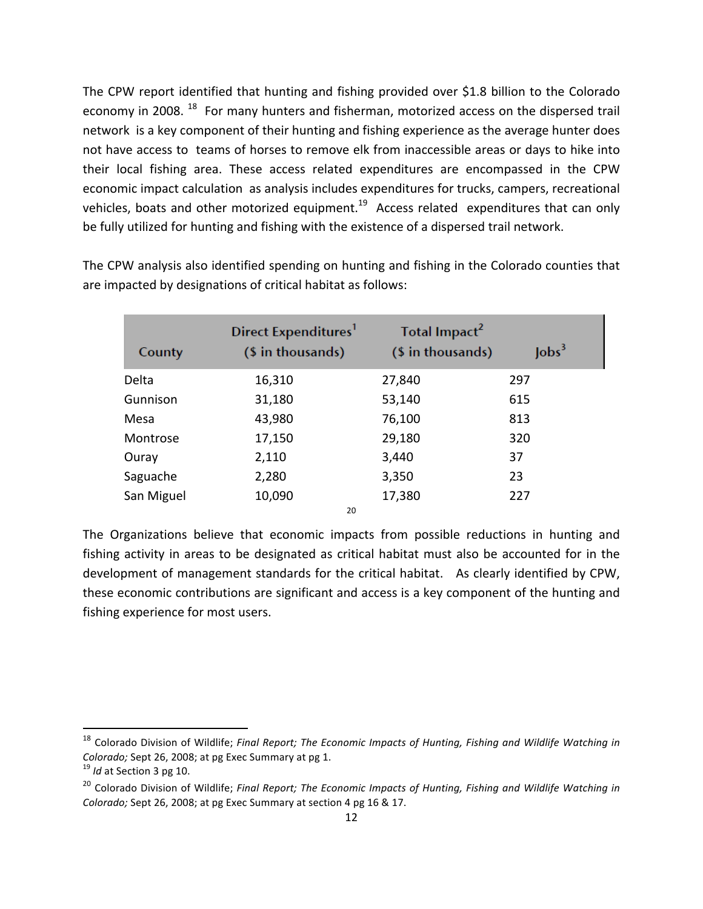The CPW report identified that hunting and fishing provided over $1.8 billion to the Colorado economy in 2008. [18] For many hunters and fisherman, motorized access on the dispersed trail network is a key component of their hunting and fishing experience as the average hunter does not have access to teams of horses to remove elk from inaccessible areas or days to hike into their local fishing area. These access related expenditures are encompassed in the CPW economic impact calculation as analysis includes expenditures for trucks, campers, recreational vehicles, boats and other motorized equipment.[19] Access related expenditures that can only be fully utilized for hunting and fishing with the existence of a dispersed trail network.

The CPW analysis also identified spending on hunting and fishing in the Colorado counties that are impacted by designations of critical habitat as follows:

| County | Direct Expenditures[1] ($ in thousands) | Total Impact[2] ($ in thousands) | Jobs[3] |
|---|---|---|---|
| Delta | 16,310 | 27,840 | 297 |
| Gunnison | 31,180 | 53,140 | 615 |
| Mesa | 43,980 | 76,100 | 813 |
| Montrose | 17,150 | 29,180 | 320 |
| Ouray | 2,110 | 3,440 | 37 |
| Saguache | 2,280 | 3,350 | 23 |
| San Miguel | 10,090 | 17,380 | 227 |

[20]

The Organizations believe that economic impacts from possible reductions in hunting and fishing activity in areas to be designated as critical habitat must also be accounted for in the development of management standards for the critical habitat. As clearly identified by CPW, these economic contributions are significant and access is a key component of the hunting and fishing experience for most users.

---

[18] Colorado Division of Wildlife; *Final Report; The Economic Impacts of Hunting, Fishing and Wildlife Watching in Colorado;* Sept 26, 2008; at pg Exec Summary at pg 1.

[19] *Id* at Section 3 pg 10.

[20] Colorado Division of Wildlife; *Final Report; The Economic Impacts of Hunting, Fishing and Wildlife Watching in Colorado;* Sept 26, 2008; at pg Exec Summary at section 4 pg 16 & 17.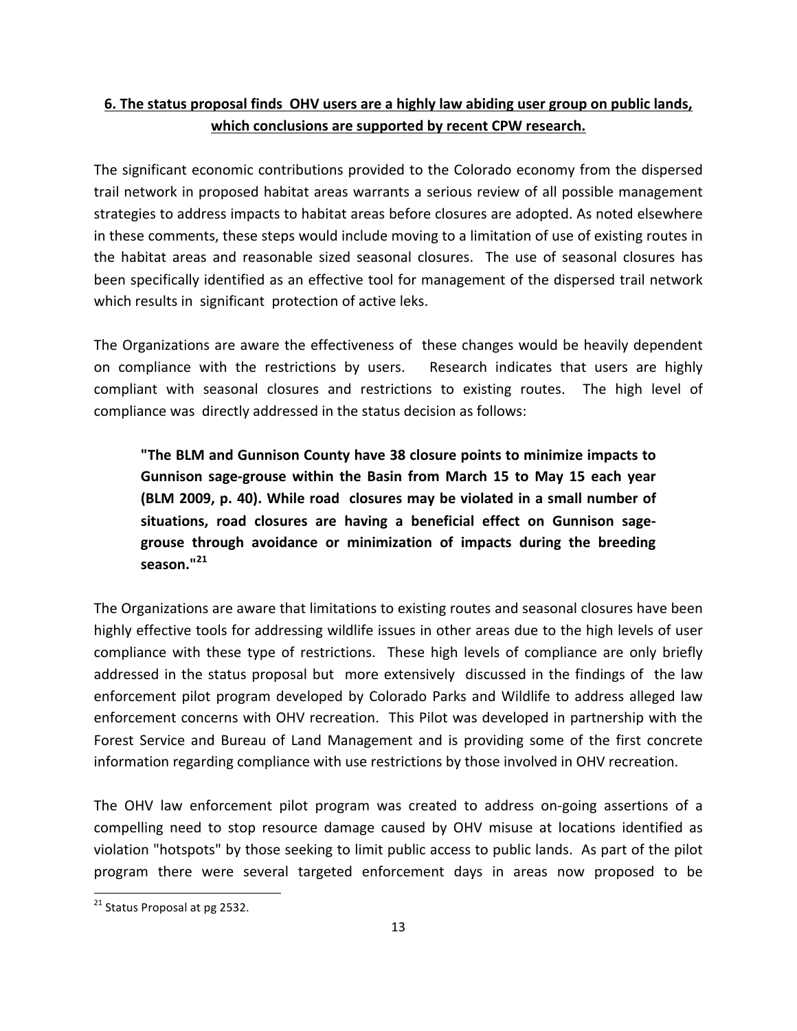**6. The status proposal finds OHV users are a highly law abiding user group on public lands, which conclusions are supported by recent CPW research.**

The significant economic contributions provided to the Colorado economy from the dispersed trail network in proposed habitat areas warrants a serious review of all possible management strategies to address impacts to habitat areas before closures are adopted. As noted elsewhere in these comments, these steps would include moving to a limitation of use of existing routes in the habitat areas and reasonable sized seasonal closures. The use of seasonal closures has been specifically identified as an effective tool for management of the dispersed trail network which results in significant protection of active leks.

The Organizations are aware the effectiveness of these changes would be heavily dependent on compliance with the restrictions by users. Research indicates that users are highly compliant with seasonal closures and restrictions to existing routes. The high level of compliance was directly addressed in the status decision as follows:

> **"The BLM and Gunnison County have 38 closure points to minimize impacts to Gunnison sage-grouse within the Basin from March 15 to May 15 each year (BLM 2009, p. 40). While road closures may be violated in a small number of situations, road closures are having a beneficial effect on Gunnison sage-grouse through avoidance or minimization of impacts during the breeding season."[21]**

The Organizations are aware that limitations to existing routes and seasonal closures have been highly effective tools for addressing wildlife issues in other areas due to the high levels of user compliance with these type of restrictions. These high levels of compliance are only briefly addressed in the status proposal but more extensively discussed in the findings of the law enforcement pilot program developed by Colorado Parks and Wildlife to address alleged law enforcement concerns with OHV recreation. This Pilot was developed in partnership with the Forest Service and Bureau of Land Management and is providing some of the first concrete information regarding compliance with use restrictions by those involved in OHV recreation.

The OHV law enforcement pilot program was created to address on-going assertions of a compelling need to stop resource damage caused by OHV misuse at locations identified as violation "hotspots" by those seeking to limit public access to public lands. As part of the pilot program there were several targeted enforcement days in areas now proposed to be

[21] Status Proposal at pg 2532.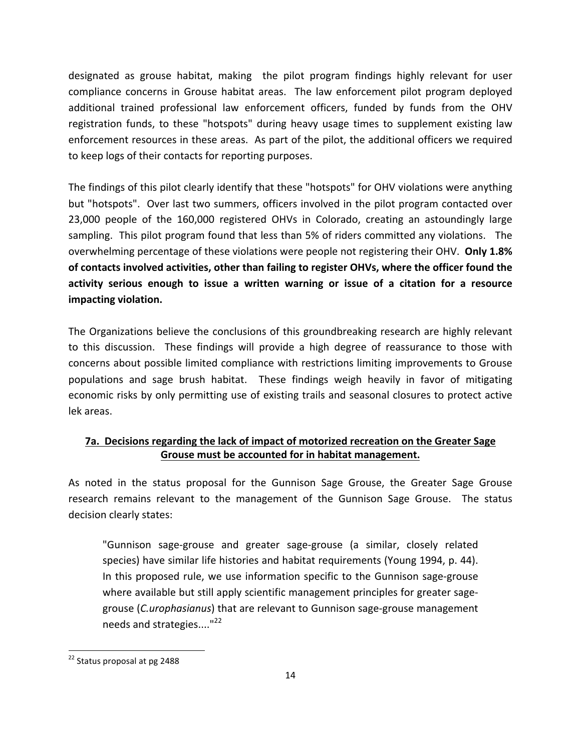designated as grouse habitat, making the pilot program findings highly relevant for user compliance concerns in Grouse habitat areas. The law enforcement pilot program deployed additional trained professional law enforcement officers, funded by funds from the OHV registration funds, to these "hotspots" during heavy usage times to supplement existing law enforcement resources in these areas. As part of the pilot, the additional officers we required to keep logs of their contacts for reporting purposes.

The findings of this pilot clearly identify that these "hotspots" for OHV violations were anything but "hotspots". Over last two summers, officers involved in the pilot program contacted over 23,000 people of the 160,000 registered OHVs in Colorado, creating an astoundingly large sampling. This pilot program found that less than 5% of riders committed any violations. The overwhelming percentage of these violations were people not registering their OHV. **Only 1.8% of contacts involved activities, other than failing to register OHVs, where the officer found the activity serious enough to issue a written warning or issue of a citation for a resource impacting violation.**

The Organizations believe the conclusions of this groundbreaking research are highly relevant to this discussion. These findings will provide a high degree of reassurance to those with concerns about possible limited compliance with restrictions limiting improvements to Grouse populations and sage brush habitat. These findings weigh heavily in favor of mitigating economic risks by only permitting use of existing trails and seasonal closures to protect active lek areas.

## 7a. Decisions regarding the lack of impact of motorized recreation on the Greater Sage Grouse must be accounted for in habitat management.

As noted in the status proposal for the Gunnison Sage Grouse, the Greater Sage Grouse research remains relevant to the management of the Gunnison Sage Grouse. The status decision clearly states:

> "Gunnison sage-grouse and greater sage-grouse (a similar, closely related species) have similar life histories and habitat requirements (Young 1994, p. 44). In this proposed rule, we use information specific to the Gunnison sage-grouse where available but still apply scientific management principles for greater sage-grouse (*C.urophasianus*) that are relevant to Gunnison sage-grouse management needs and strategies...."[22]

[22] Status proposal at pg 2488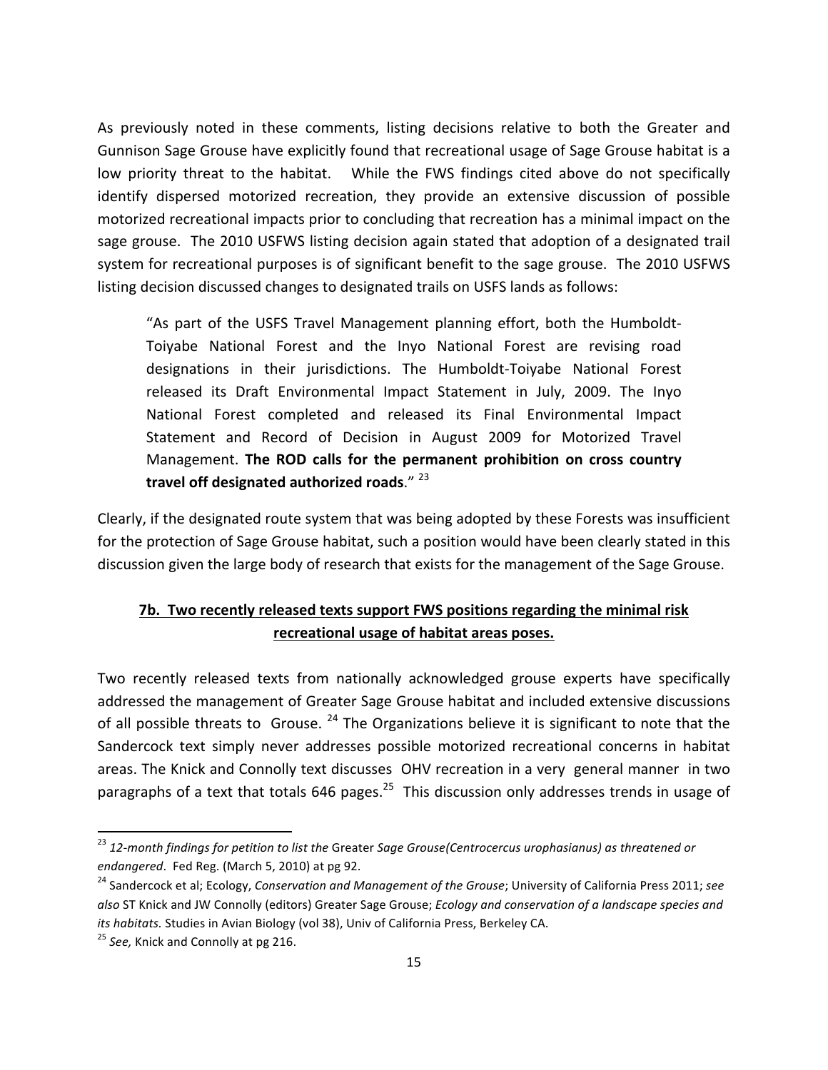As previously noted in these comments, listing decisions relative to both the Greater and Gunnison Sage Grouse have explicitly found that recreational usage of Sage Grouse habitat is a low priority threat to the habitat. While the FWS findings cited above do not specifically identify dispersed motorized recreation, they provide an extensive discussion of possible motorized recreational impacts prior to concluding that recreation has a minimal impact on the sage grouse. The 2010 USFWS listing decision again stated that adoption of a designated trail system for recreational purposes is of significant benefit to the sage grouse. The 2010 USFWS listing decision discussed changes to designated trails on USFS lands as follows:

> "As part of the USFS Travel Management planning effort, both the Humboldt-Toiyabe National Forest and the Inyo National Forest are revising road designations in their jurisdictions. The Humboldt-Toiyabe National Forest released its Draft Environmental Impact Statement in July, 2009. The Inyo National Forest completed and released its Final Environmental Impact Statement and Record of Decision in August 2009 for Motorized Travel Management. **The ROD calls for the permanent prohibition on cross country travel off designated authorized roads**." [23]

Clearly, if the designated route system that was being adopted by these Forests was insufficient for the protection of Sage Grouse habitat, such a position would have been clearly stated in this discussion given the large body of research that exists for the management of the Sage Grouse.

### **<u>7b. Two recently released texts support FWS positions regarding the minimal risk recreational usage of habitat areas poses.</u>**

Two recently released texts from nationally acknowledged grouse experts have specifically addressed the management of Greater Sage Grouse habitat and included extensive discussions of all possible threats to Grouse. [24] The Organizations believe it is significant to note that the Sandercock text simply never addresses possible motorized recreational concerns in habitat areas. The Knick and Connolly text discusses OHV recreation in a very general manner in two paragraphs of a text that totals 646 pages.[25] This discussion only addresses trends in usage of

---

[23] *12-month findings for petition to list the* Greater *Sage Grouse(Centrocercus urophasianus) as threatened or endangered*. Fed Reg. (March 5, 2010) at pg 92.

[24] Sandercock et al; Ecology, *Conservation and Management of the Grouse*; University of California Press 2011; *see also* ST Knick and JW Connolly (editors) Greater Sage Grouse; *Ecology and conservation of a landscape species and its habitats.* Studies in Avian Biology (vol 38), Univ of California Press, Berkeley CA.

[25] *See,* Knick and Connolly at pg 216.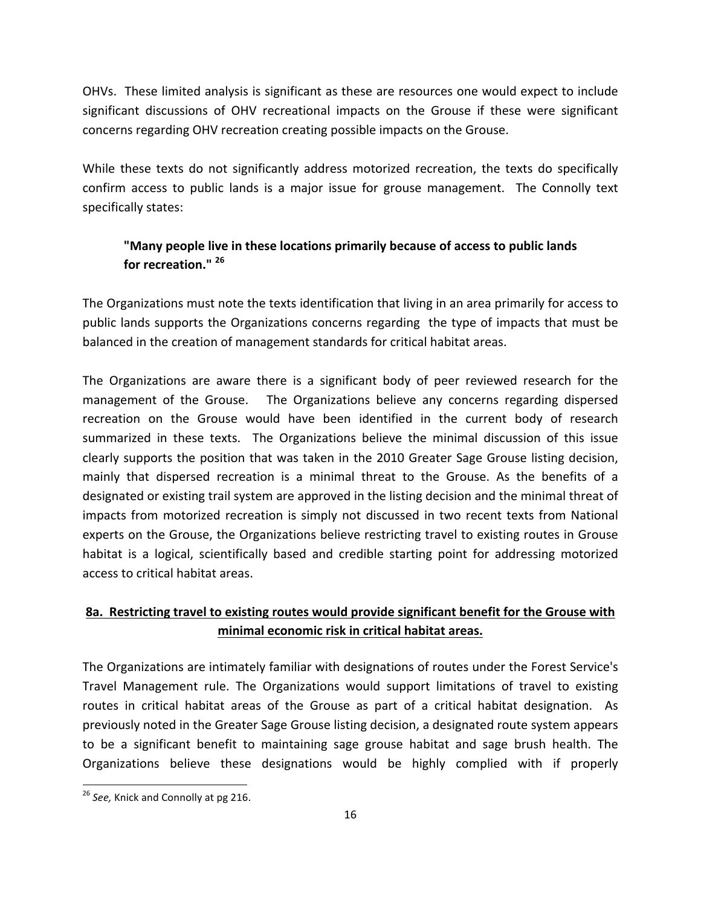OHVs. These limited analysis is significant as these are resources one would expect to include significant discussions of OHV recreational impacts on the Grouse if these were significant concerns regarding OHV recreation creating possible impacts on the Grouse.

While these texts do not significantly address motorized recreation, the texts do specifically confirm access to public lands is a major issue for grouse management. The Connolly text specifically states:

> **"Many people live in these locations primarily because of access to public lands for recreation."** [26]

The Organizations must note the texts identification that living in an area primarily for access to public lands supports the Organizations concerns regarding the type of impacts that must be balanced in the creation of management standards for critical habitat areas.

The Organizations are aware there is a significant body of peer reviewed research for the management of the Grouse. The Organizations believe any concerns regarding dispersed recreation on the Grouse would have been identified in the current body of research summarized in these texts. The Organizations believe the minimal discussion of this issue clearly supports the position that was taken in the 2010 Greater Sage Grouse listing decision, mainly that dispersed recreation is a minimal threat to the Grouse. As the benefits of a designated or existing trail system are approved in the listing decision and the minimal threat of impacts from motorized recreation is simply not discussed in two recent texts from National experts on the Grouse, the Organizations believe restricting travel to existing routes in Grouse habitat is a logical, scientifically based and credible starting point for addressing motorized access to critical habitat areas.

## 8a. Restricting travel to existing routes would provide significant benefit for the Grouse with minimal economic risk in critical habitat areas.

The Organizations are intimately familiar with designations of routes under the Forest Service's Travel Management rule. The Organizations would support limitations of travel to existing routes in critical habitat areas of the Grouse as part of a critical habitat designation. As previously noted in the Greater Sage Grouse listing decision, a designated route system appears to be a significant benefit to maintaining sage grouse habitat and sage brush health. The Organizations believe these designations would be highly complied with if properly

[26] *See,* Knick and Connolly at pg 216.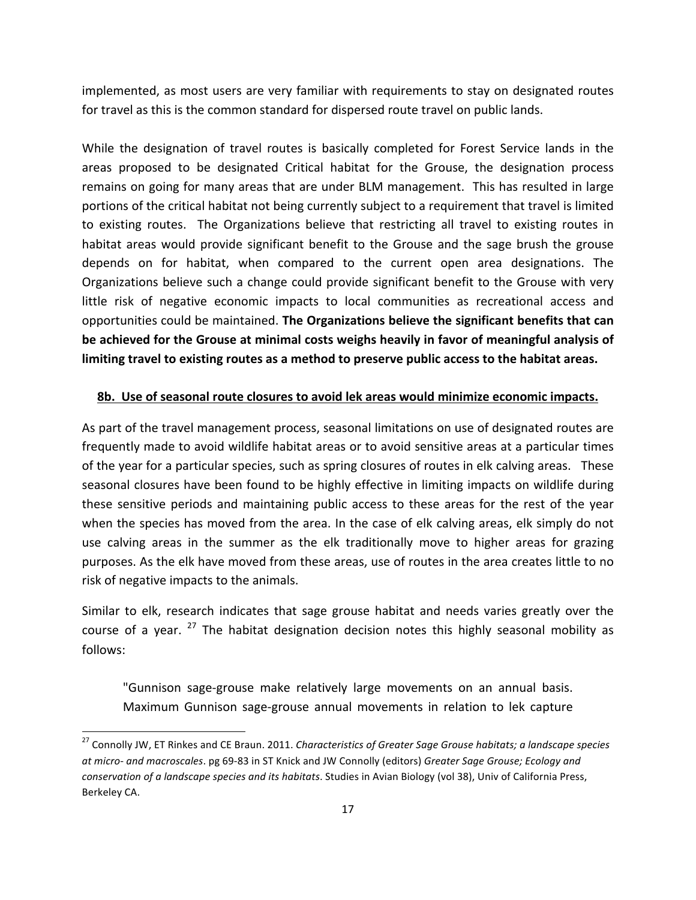implemented, as most users are very familiar with requirements to stay on designated routes for travel as this is the common standard for dispersed route travel on public lands.

While the designation of travel routes is basically completed for Forest Service lands in the areas proposed to be designated Critical habitat for the Grouse, the designation process remains on going for many areas that are under BLM management. This has resulted in large portions of the critical habitat not being currently subject to a requirement that travel is limited to existing routes. The Organizations believe that restricting all travel to existing routes in habitat areas would provide significant benefit to the Grouse and the sage brush the grouse depends on for habitat, when compared to the current open area designations. The Organizations believe such a change could provide significant benefit to the Grouse with very little risk of negative economic impacts to local communities as recreational access and opportunities could be maintained. **The Organizations believe the significant benefits that can be achieved for the Grouse at minimal costs weighs heavily in favor of meaningful analysis of limiting travel to existing routes as a method to preserve public access to the habitat areas.**

### 8b. Use of seasonal route closures to avoid lek areas would minimize economic impacts.

As part of the travel management process, seasonal limitations on use of designated routes are frequently made to avoid wildlife habitat areas or to avoid sensitive areas at a particular times of the year for a particular species, such as spring closures of routes in elk calving areas. These seasonal closures have been found to be highly effective in limiting impacts on wildlife during these sensitive periods and maintaining public access to these areas for the rest of the year when the species has moved from the area. In the case of elk calving areas, elk simply do not use calving areas in the summer as the elk traditionally move to higher areas for grazing purposes. As the elk have moved from these areas, use of routes in the area creates little to no risk of negative impacts to the animals.

Similar to elk, research indicates that sage grouse habitat and needs varies greatly over the course of a year. [27] The habitat designation decision notes this highly seasonal mobility as follows:

> "Gunnison sage-grouse make relatively large movements on an annual basis. Maximum Gunnison sage-grouse annual movements in relation to lek capture

---

[27] Connolly JW, ET Rinkes and CE Braun. 2011. *Characteristics of Greater Sage Grouse habitats; a landscape species at micro- and macroscales*. pg 69-83 in ST Knick and JW Connolly (editors) *Greater Sage Grouse; Ecology and conservation of a landscape species and its habitats*. Studies in Avian Biology (vol 38), Univ of California Press, Berkeley CA.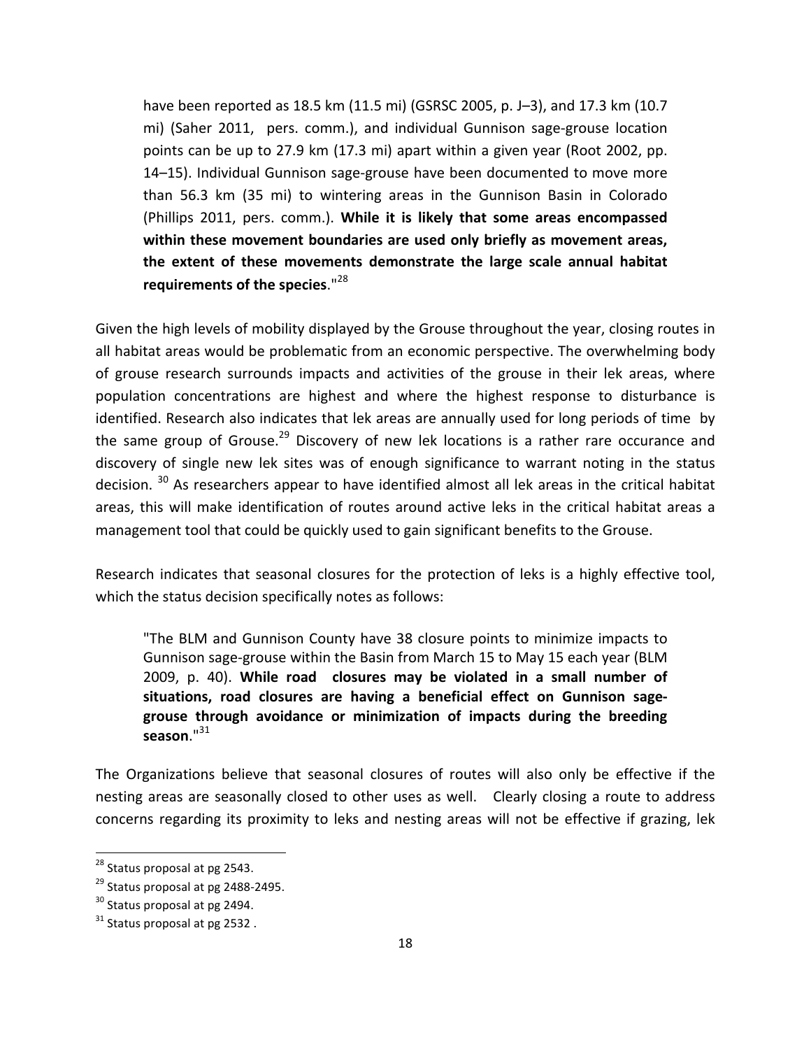> have been reported as 18.5 km (11.5 mi) (GSRSC 2005, p. J–3), and 17.3 km (10.7 mi) (Saher 2011, pers. comm.), and individual Gunnison sage-grouse location points can be up to 27.9 km (17.3 mi) apart within a given year (Root 2002, pp. 14–15). Individual Gunnison sage-grouse have been documented to move more than 56.3 km (35 mi) to wintering areas in the Gunnison Basin in Colorado (Phillips 2011, pers. comm.). **While it is likely that some areas encompassed within these movement boundaries are used only briefly as movement areas, the extent of these movements demonstrate the large scale annual habitat requirements of the species**."[28]

Given the high levels of mobility displayed by the Grouse throughout the year, closing routes in all habitat areas would be problematic from an economic perspective. The overwhelming body of grouse research surrounds impacts and activities of the grouse in their lek areas, where population concentrations are highest and where the highest response to disturbance is identified. Research also indicates that lek areas are annually used for long periods of time by the same group of Grouse.[29] Discovery of new lek locations is a rather rare occurance and discovery of single new lek sites was of enough significance to warrant noting in the status decision.[30] As researchers appear to have identified almost all lek areas in the critical habitat areas, this will make identification of routes around active leks in the critical habitat areas a management tool that could be quickly used to gain significant benefits to the Grouse.

Research indicates that seasonal closures for the protection of leks is a highly effective tool, which the status decision specifically notes as follows:

> "The BLM and Gunnison County have 38 closure points to minimize impacts to Gunnison sage-grouse within the Basin from March 15 to May 15 each year (BLM 2009, p. 40). **While road closures may be violated in a small number of situations, road closures are having a beneficial effect on Gunnison sage-grouse through avoidance or minimization of impacts during the breeding season**."[31]

The Organizations believe that seasonal closures of routes will also only be effective if the nesting areas are seasonally closed to other uses as well. Clearly closing a route to address concerns regarding its proximity to leks and nesting areas will not be effective if grazing, lek

---

[28] Status proposal at pg 2543.

[29] Status proposal at pg 2488-2495.

[30] Status proposal at pg 2494.

[31] Status proposal at pg 2532 .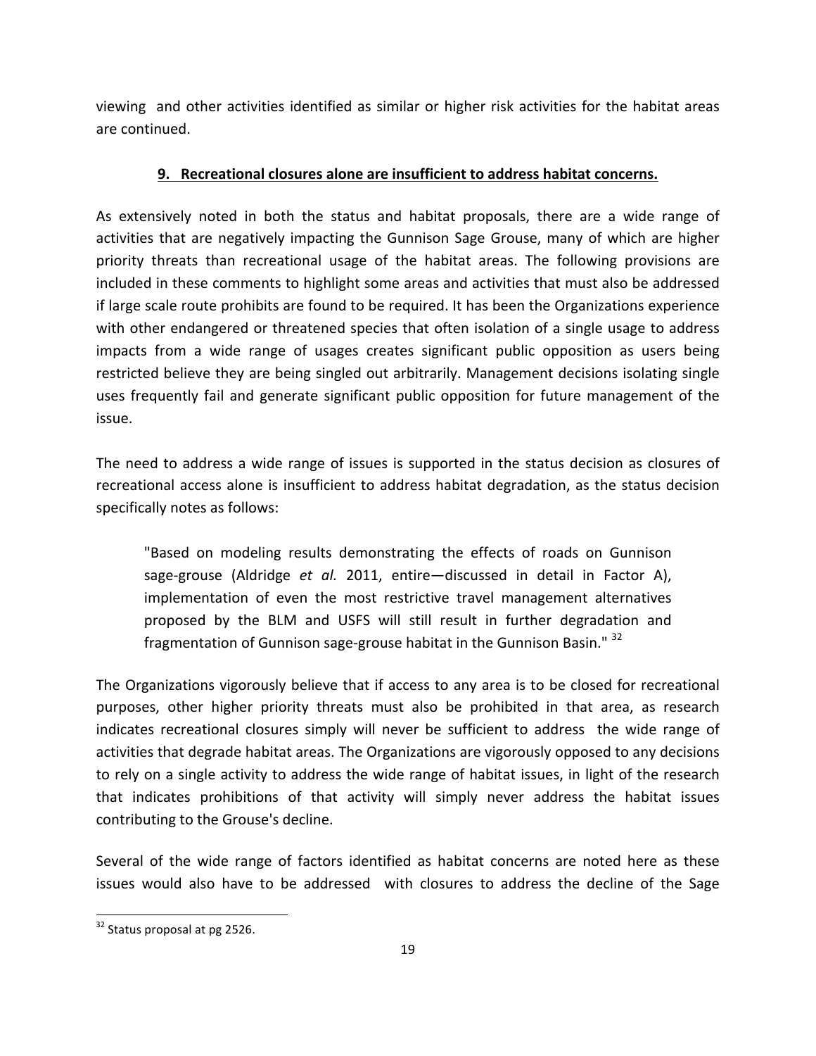viewing and other activities identified as similar or higher risk activities for the habitat areas are continued.

## 9. Recreational closures alone are insufficient to address habitat concerns.

As extensively noted in both the status and habitat proposals, there are a wide range of activities that are negatively impacting the Gunnison Sage Grouse, many of which are higher priority threats than recreational usage of the habitat areas. The following provisions are included in these comments to highlight some areas and activities that must also be addressed if large scale route prohibits are found to be required. It has been the Organizations experience with other endangered or threatened species that often isolation of a single usage to address impacts from a wide range of usages creates significant public opposition as users being restricted believe they are being singled out arbitrarily. Management decisions isolating single uses frequently fail and generate significant public opposition for future management of the issue.

The need to address a wide range of issues is supported in the status decision as closures of recreational access alone is insufficient to address habitat degradation, as the status decision specifically notes as follows:

> "Based on modeling results demonstrating the effects of roads on Gunnison sage-grouse (Aldridge *et al.* 2011, entire—discussed in detail in Factor A), implementation of even the most restrictive travel management alternatives proposed by the BLM and USFS will still result in further degradation and fragmentation of Gunnison sage-grouse habitat in the Gunnison Basin." [32]

The Organizations vigorously believe that if access to any area is to be closed for recreational purposes, other higher priority threats must also be prohibited in that area, as research indicates recreational closures simply will never be sufficient to address the wide range of activities that degrade habitat areas. The Organizations are vigorously opposed to any decisions to rely on a single activity to address the wide range of habitat issues, in light of the research that indicates prohibitions of that activity will simply never address the habitat issues contributing to the Grouse's decline.

Several of the wide range of factors identified as habitat concerns are noted here as these issues would also have to be addressed with closures to address the decline of the Sage

[32] Status proposal at pg 2526.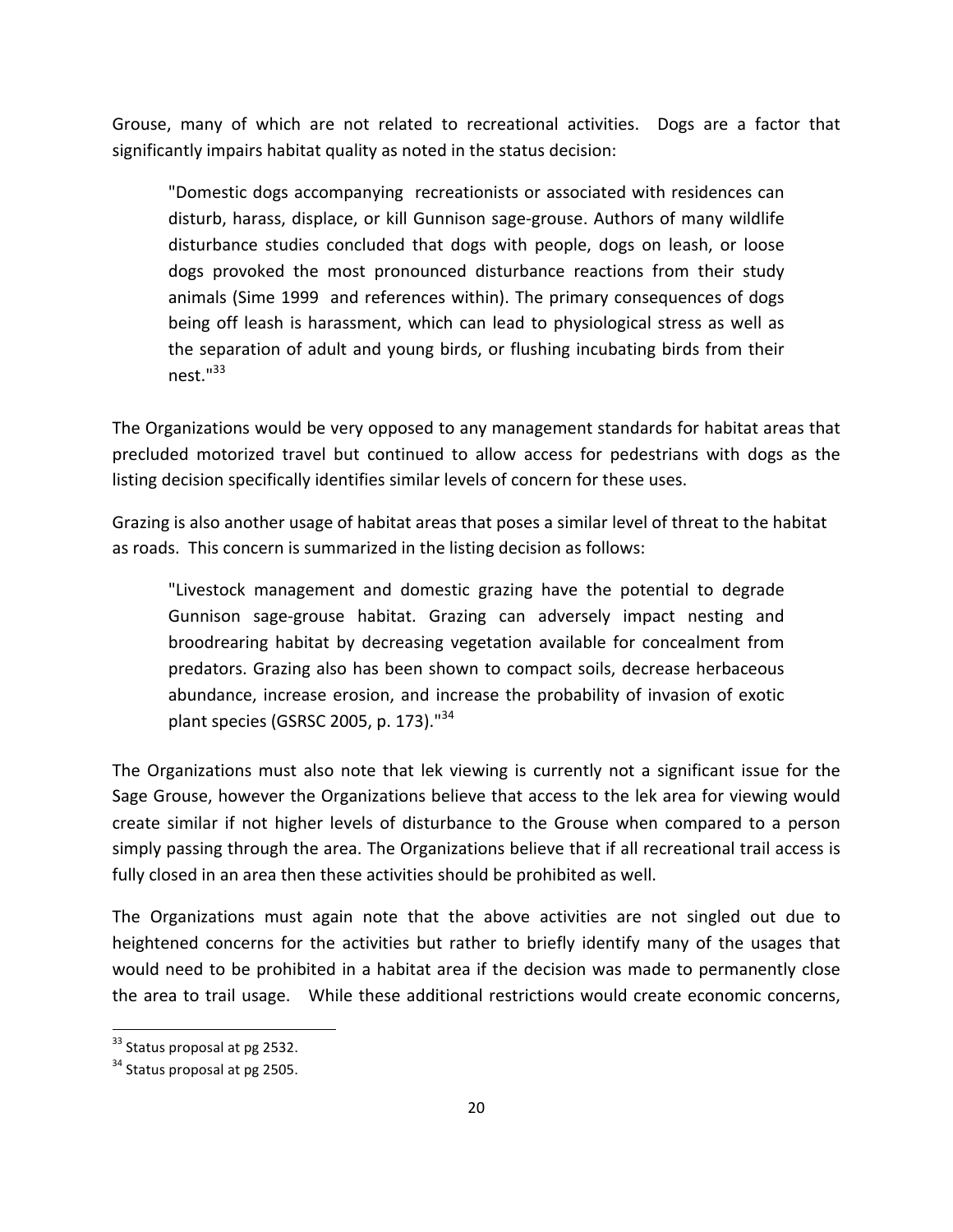Grouse, many of which are not related to recreational activities. Dogs are a factor that significantly impairs habitat quality as noted in the status decision:

> "Domestic dogs accompanying recreationists or associated with residences can disturb, harass, displace, or kill Gunnison sage-grouse. Authors of many wildlife disturbance studies concluded that dogs with people, dogs on leash, or loose dogs provoked the most pronounced disturbance reactions from their study animals (Sime 1999 and references within). The primary consequences of dogs being off leash is harassment, which can lead to physiological stress as well as the separation of adult and young birds, or flushing incubating birds from their nest."[33]

The Organizations would be very opposed to any management standards for habitat areas that precluded motorized travel but continued to allow access for pedestrians with dogs as the listing decision specifically identifies similar levels of concern for these uses.

Grazing is also another usage of habitat areas that poses a similar level of threat to the habitat as roads. This concern is summarized in the listing decision as follows:

> "Livestock management and domestic grazing have the potential to degrade Gunnison sage-grouse habitat. Grazing can adversely impact nesting and broodrearing habitat by decreasing vegetation available for concealment from predators. Grazing also has been shown to compact soils, decrease herbaceous abundance, increase erosion, and increase the probability of invasion of exotic plant species (GSRSC 2005, p. 173)."[34]

The Organizations must also note that lek viewing is currently not a significant issue for the Sage Grouse, however the Organizations believe that access to the lek area for viewing would create similar if not higher levels of disturbance to the Grouse when compared to a person simply passing through the area. The Organizations believe that if all recreational trail access is fully closed in an area then these activities should be prohibited as well.

The Organizations must again note that the above activities are not singled out due to heightened concerns for the activities but rather to briefly identify many of the usages that would need to be prohibited in a habitat area if the decision was made to permanently close the area to trail usage. While these additional restrictions would create economic concerns,

---

[33] Status proposal at pg 2532.

[34] Status proposal at pg 2505.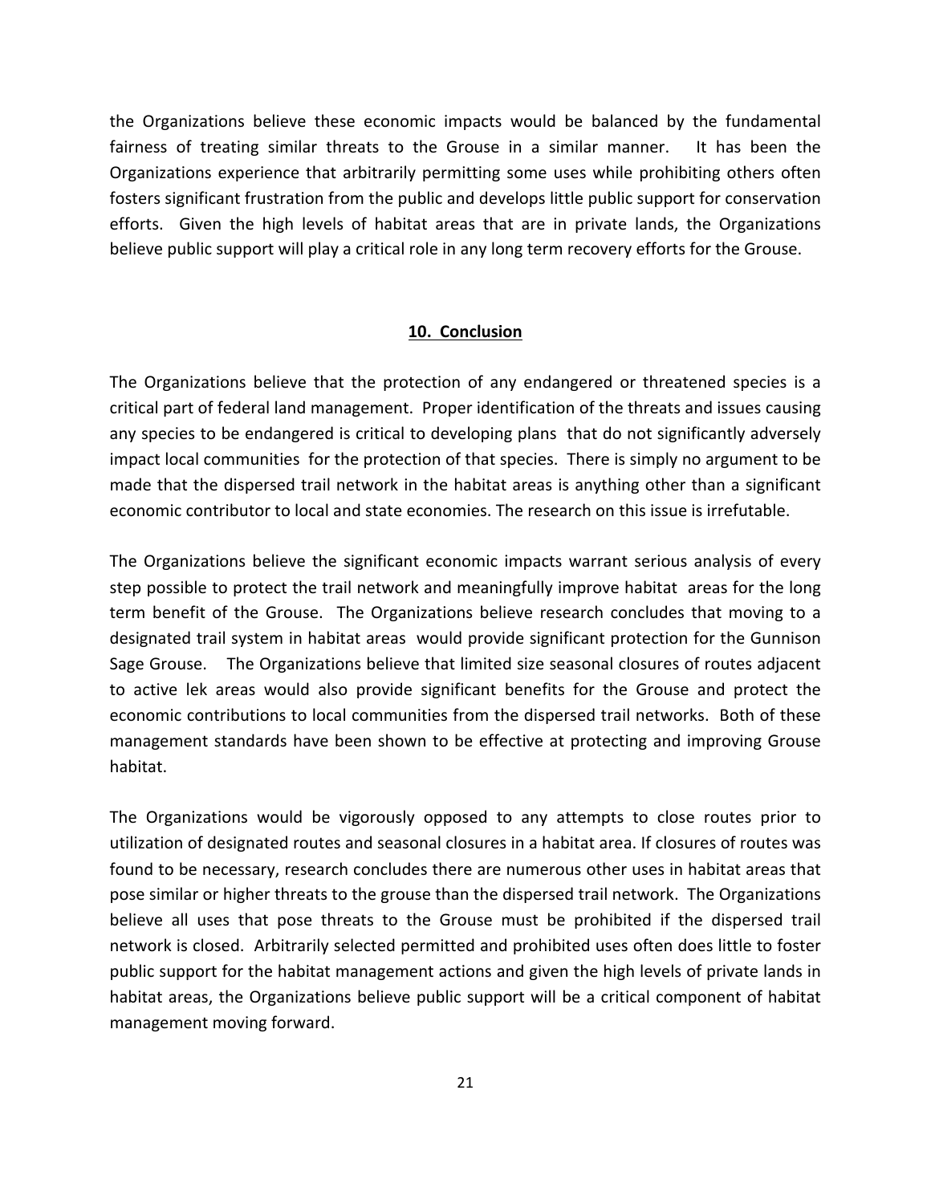the Organizations believe these economic impacts would be balanced by the fundamental fairness of treating similar threats to the Grouse in a similar manner. It has been the Organizations experience that arbitrarily permitting some uses while prohibiting others often fosters significant frustration from the public and develops little public support for conservation efforts. Given the high levels of habitat areas that are in private lands, the Organizations believe public support will play a critical role in any long term recovery efforts for the Grouse.

## 10. Conclusion

The Organizations believe that the protection of any endangered or threatened species is a critical part of federal land management. Proper identification of the threats and issues causing any species to be endangered is critical to developing plans that do not significantly adversely impact local communities for the protection of that species. There is simply no argument to be made that the dispersed trail network in the habitat areas is anything other than a significant economic contributor to local and state economies. The research on this issue is irrefutable.

The Organizations believe the significant economic impacts warrant serious analysis of every step possible to protect the trail network and meaningfully improve habitat areas for the long term benefit of the Grouse. The Organizations believe research concludes that moving to a designated trail system in habitat areas would provide significant protection for the Gunnison Sage Grouse. The Organizations believe that limited size seasonal closures of routes adjacent to active lek areas would also provide significant benefits for the Grouse and protect the economic contributions to local communities from the dispersed trail networks. Both of these management standards have been shown to be effective at protecting and improving Grouse habitat.

The Organizations would be vigorously opposed to any attempts to close routes prior to utilization of designated routes and seasonal closures in a habitat area. If closures of routes was found to be necessary, research concludes there are numerous other uses in habitat areas that pose similar or higher threats to the grouse than the dispersed trail network. The Organizations believe all uses that pose threats to the Grouse must be prohibited if the dispersed trail network is closed. Arbitrarily selected permitted and prohibited uses often does little to foster public support for the habitat management actions and given the high levels of private lands in habitat areas, the Organizations believe public support will be a critical component of habitat management moving forward.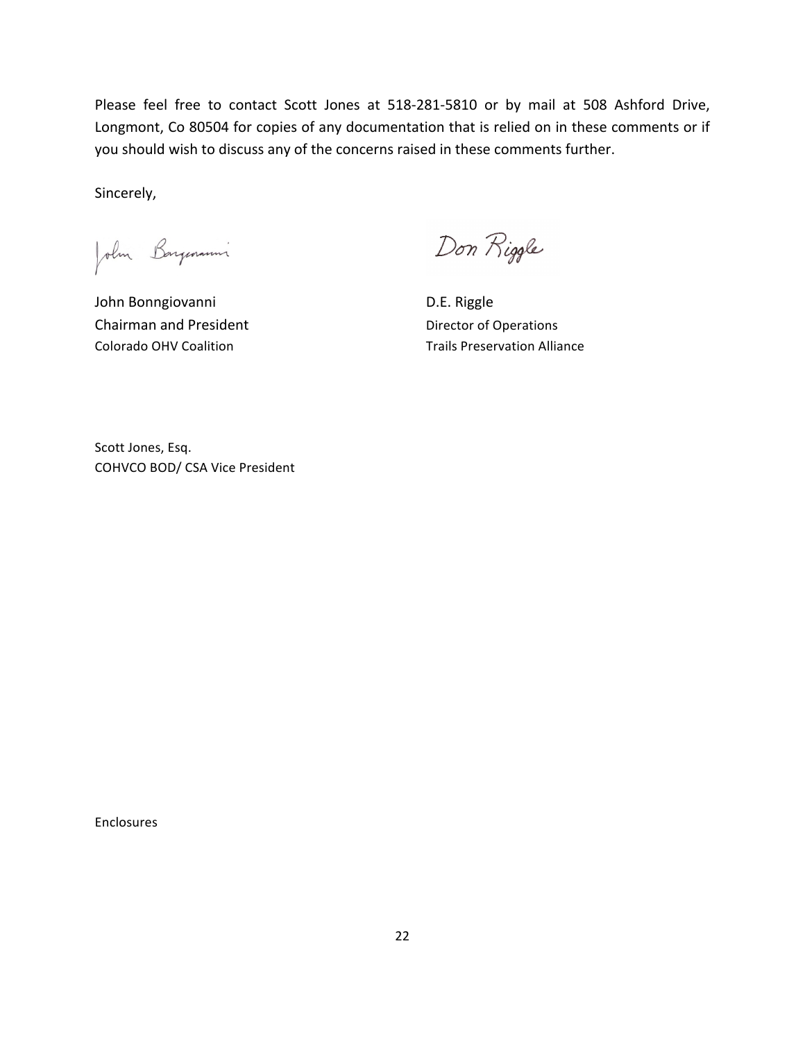Please feel free to contact Scott Jones at 518-281-5810 or by mail at 508 Ashford Drive, Longmont, Co 80504 for copies of any documentation that is relied on in these comments or if you should wish to discuss any of the concerns raised in these comments further.

Sincerely,

John Bonngiovanni
Chairman and President
Colorado OHV Coalition

D.E. Riggle
Director of Operations
Trails Preservation Alliance

Scott Jones, Esq.
COHVCO BOD/ CSA Vice President

Enclosures